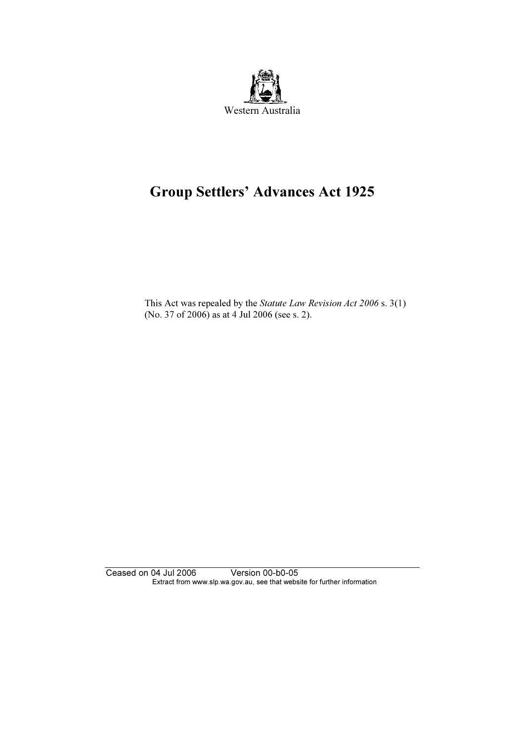Western Australia

# Group Settlers' Advances Act 1925

This Act was repealed by the *Statute Law Revision Act 2006* s. 3(1) (No. 37 of 2006) as at 4 Jul 2006 (see s. 2).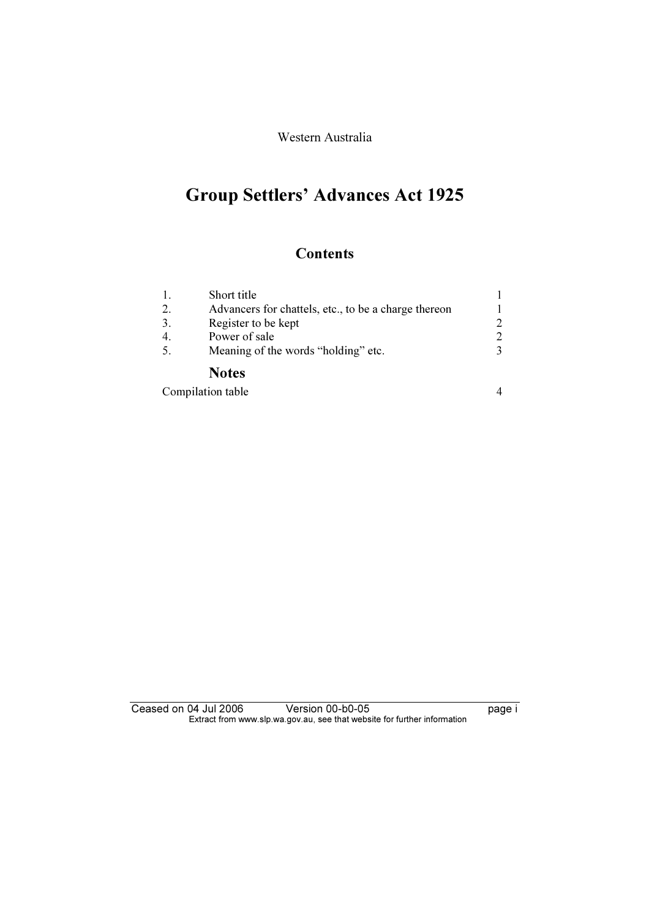Western Australia

# Group Settlers' Advances Act 1925

## Contents

| | | |
|---|---|---|
| 1. | Short title | 1 |
| 2. | Advancers for chattels, etc., to be a charge thereon | 1 |
| 3. | Register to be kept | 2 |
| 4. | Power of sale | 2 |
| 5. | Meaning of the words "holding" etc. | 3 |

### Notes

| | |
|---|---|
| Compilation table | 4 |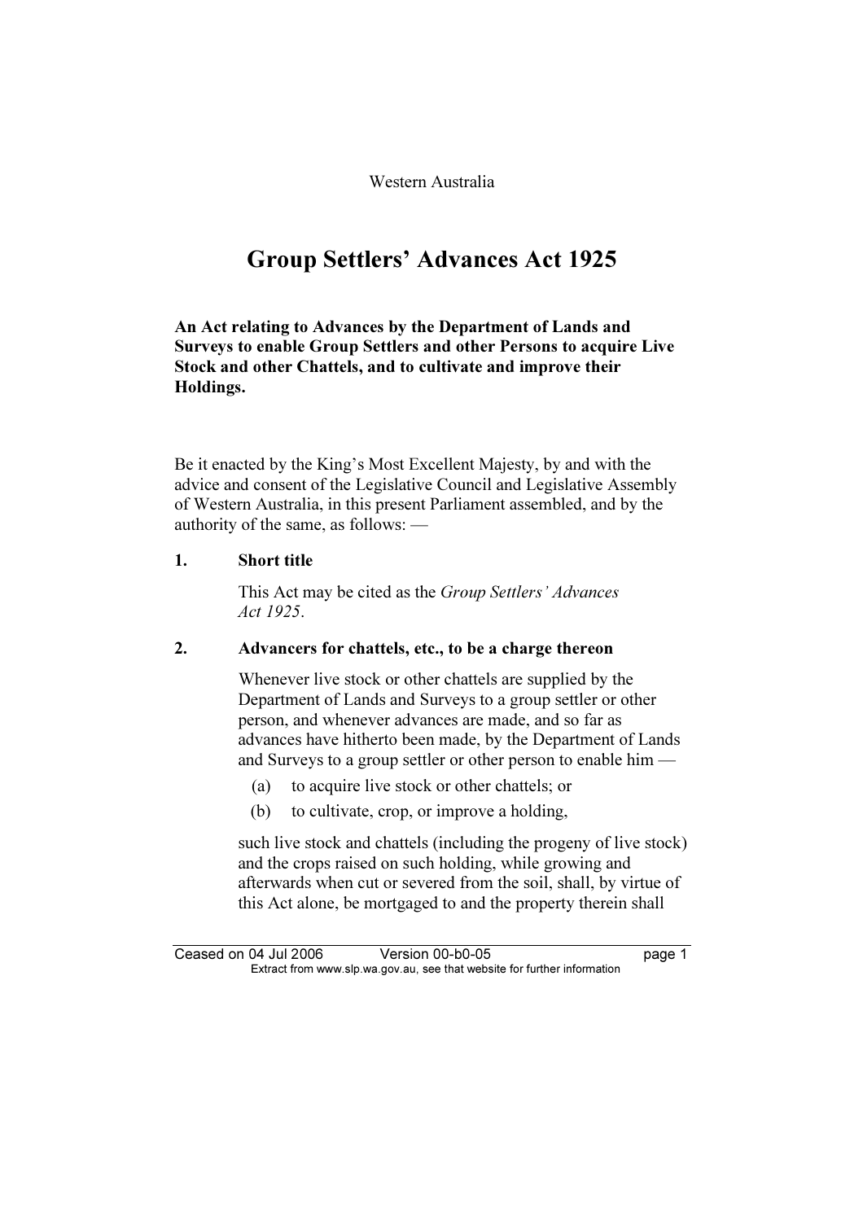Western Australia

# Group Settlers' Advances Act 1925

**An Act relating to Advances by the Department of Lands and Surveys to enable Group Settlers and other Persons to acquire Live Stock and other Chattels, and to cultivate and improve their Holdings.**

Be it enacted by the King's Most Excellent Majesty, by and with the advice and consent of the Legislative Council and Legislative Assembly of Western Australia, in this present Parliament assembled, and by the authority of the same, as follows: —

## 1. Short title

This Act may be cited as the *Group Settlers' Advances Act 1925*.

## 2. Advancers for chattels, etc., to be a charge thereon

Whenever live stock or other chattels are supplied by the Department of Lands and Surveys to a group settler or other person, and whenever advances are made, and so far as advances have hitherto been made, by the Department of Lands and Surveys to a group settler or other person to enable him —

(a) to acquire live stock or other chattels; or

(b) to cultivate, crop, or improve a holding,

such live stock and chattels (including the progeny of live stock) and the crops raised on such holding, while growing and afterwards when cut or severed from the soil, shall, by virtue of this Act alone, be mortgaged to and the property therein shall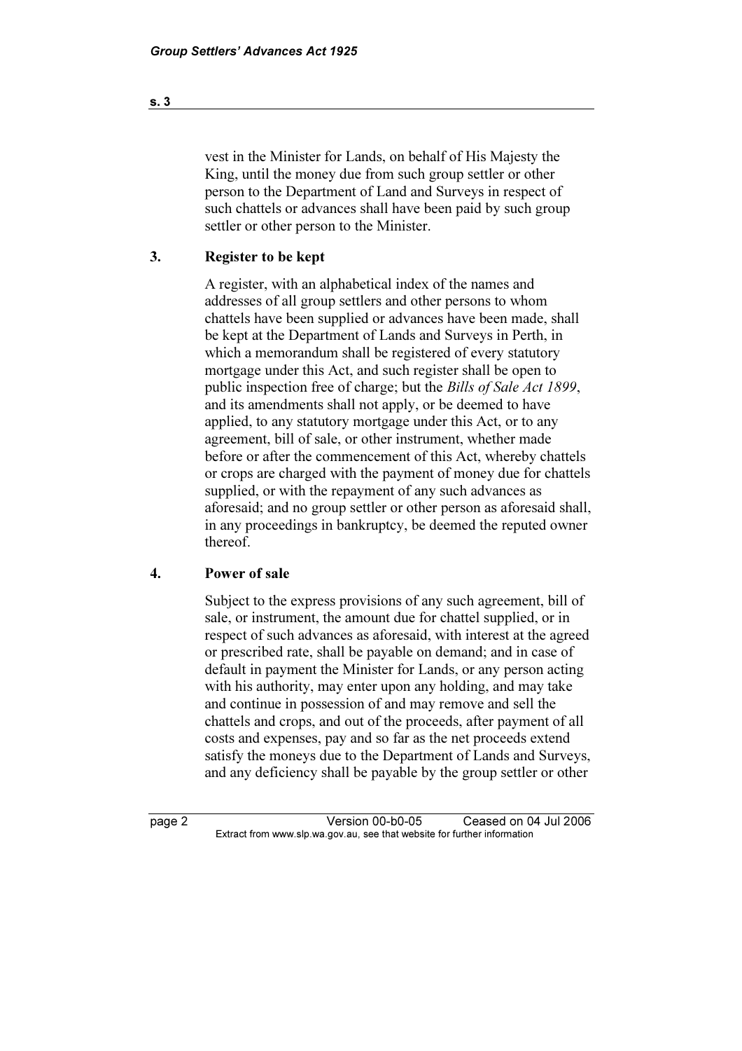vest in the Minister for Lands, on behalf of His Majesty the King, until the money due from such group settler or other person to the Department of Land and Surveys in respect of such chattels or advances shall have been paid by such group settler or other person to the Minister.

## 3. Register to be kept

A register, with an alphabetical index of the names and addresses of all group settlers and other persons to whom chattels have been supplied or advances have been made, shall be kept at the Department of Lands and Surveys in Perth, in which a memorandum shall be registered of every statutory mortgage under this Act, and such register shall be open to public inspection free of charge; but the *Bills of Sale Act 1899*, and its amendments shall not apply, or be deemed to have applied, to any statutory mortgage under this Act, or to any agreement, bill of sale, or other instrument, whether made before or after the commencement of this Act, whereby chattels or crops are charged with the payment of money due for chattels supplied, or with the repayment of any such advances as aforesaid; and no group settler or other person as aforesaid shall, in any proceedings in bankruptcy, be deemed the reputed owner thereof.

## 4. Power of sale

Subject to the express provisions of any such agreement, bill of sale, or instrument, the amount due for chattel supplied, or in respect of such advances as aforesaid, with interest at the agreed or prescribed rate, shall be payable on demand; and in case of default in payment the Minister for Lands, or any person acting with his authority, may enter upon any holding, and may take and continue in possession of and may remove and sell the chattels and crops, and out of the proceeds, after payment of all costs and expenses, pay and so far as the net proceeds extend satisfy the moneys due to the Department of Lands and Surveys, and any deficiency shall be payable by the group settler or other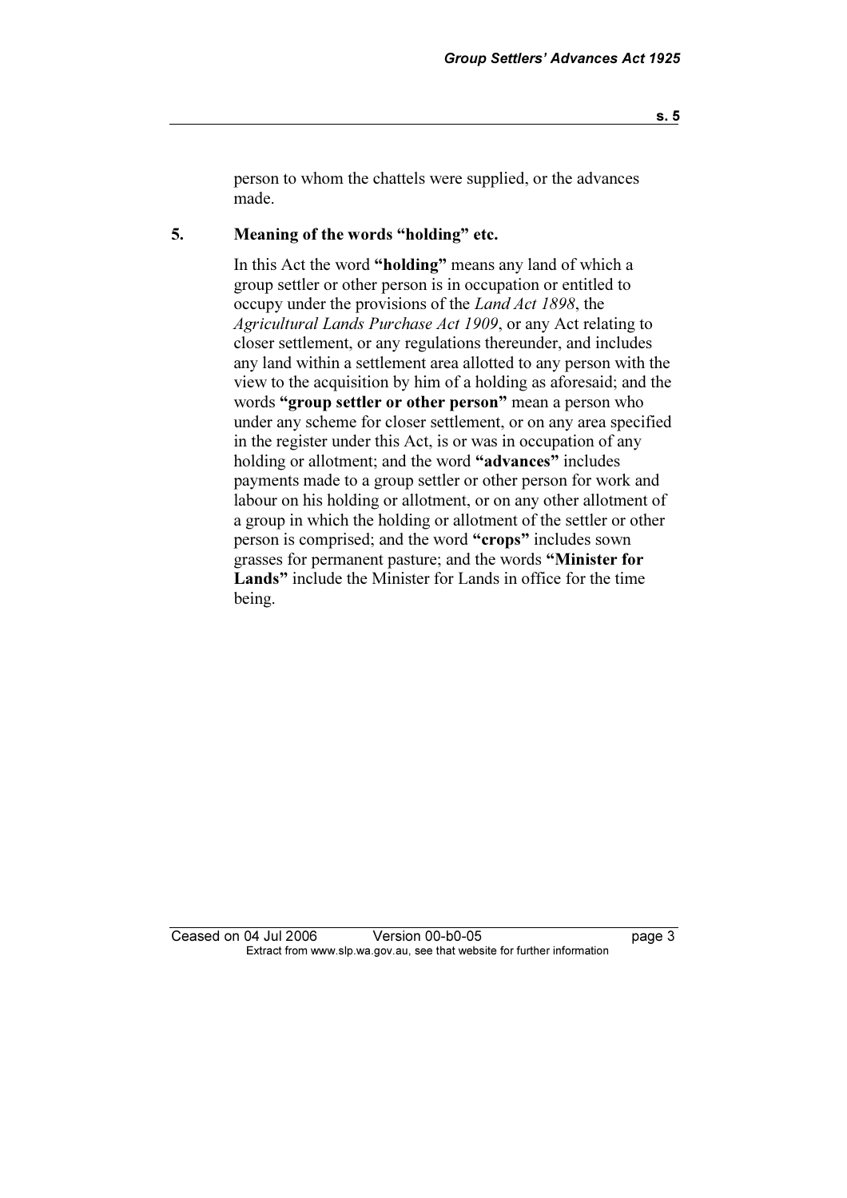person to whom the chattels were supplied, or the advances made.

## 5. Meaning of the words "holding" etc.

In this Act the word **"holding"** means any land of which a group settler or other person is in occupation or entitled to occupy under the provisions of the *Land Act 1898*, the *Agricultural Lands Purchase Act 1909*, or any Act relating to closer settlement, or any regulations thereunder, and includes any land within a settlement area allotted to any person with the view to the acquisition by him of a holding as aforesaid; and the words **"group settler or other person"** mean a person who under any scheme for closer settlement, or on any area specified in the register under this Act, is or was in occupation of any holding or allotment; and the word **"advances"** includes payments made to a group settler or other person for work and labour on his holding or allotment, or on any other allotment of a group in which the holding or allotment of the settler or other person is comprised; and the word **"crops"** includes sown grasses for permanent pasture; and the words **"Minister for Lands"** include the Minister for Lands in office for the time being.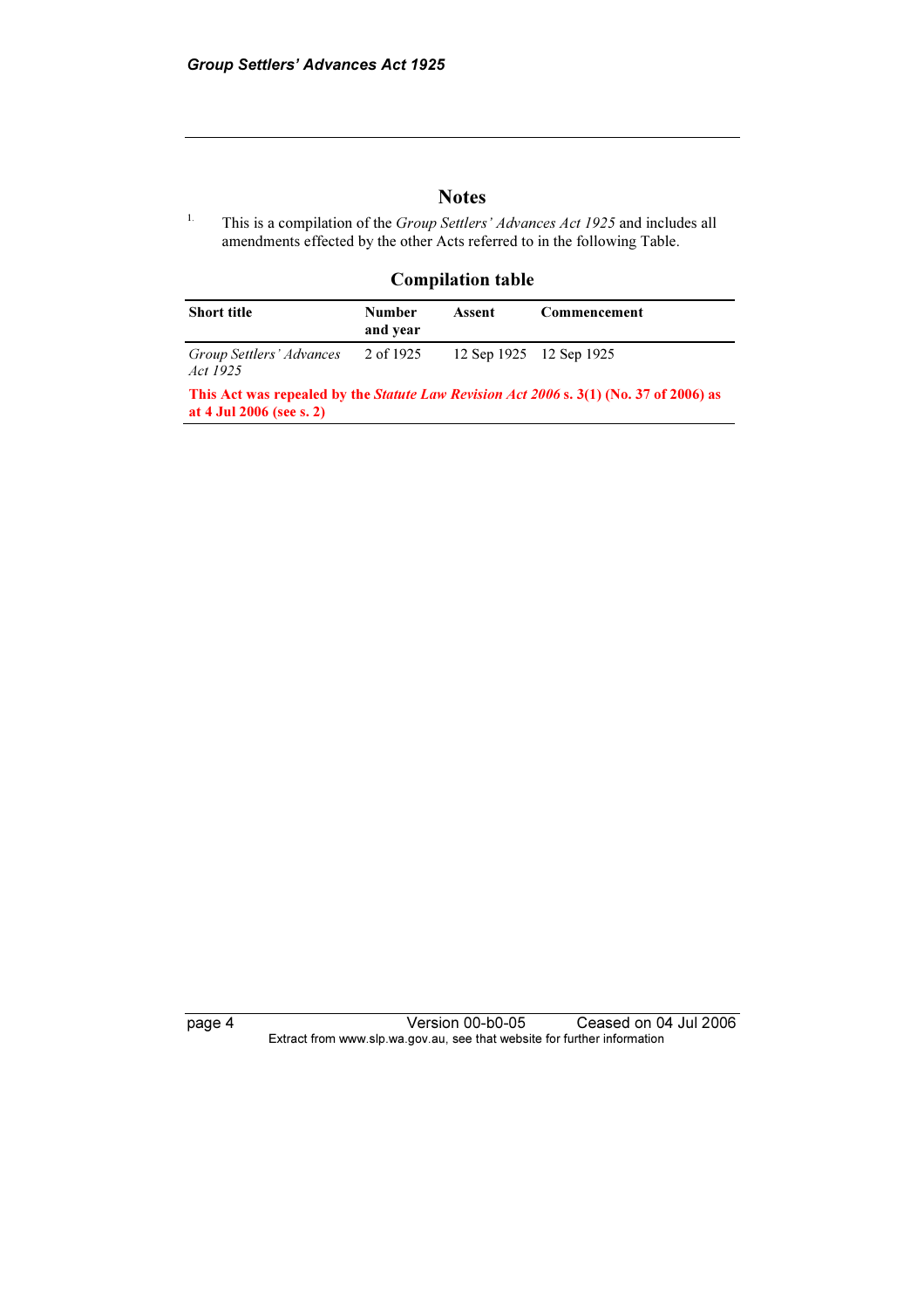## Notes

1. This is a compilation of the *Group Settlers' Advances Act 1925* and includes all amendments effected by the other Acts referred to in the following Table.

### Compilation table

| Short title | Number and year | Assent | Commencement |
|---|---|---|---|
| *Group Settlers' Advances Act 1925* | 2 of 1925 | 12 Sep 1925 | 12 Sep 1925 |
| **This Act was repealed by the *Statute Law Revision Act 2006* s. 3(1) (No. 37 of 2006) as at 4 Jul 2006 (see s. 2)** | | | |